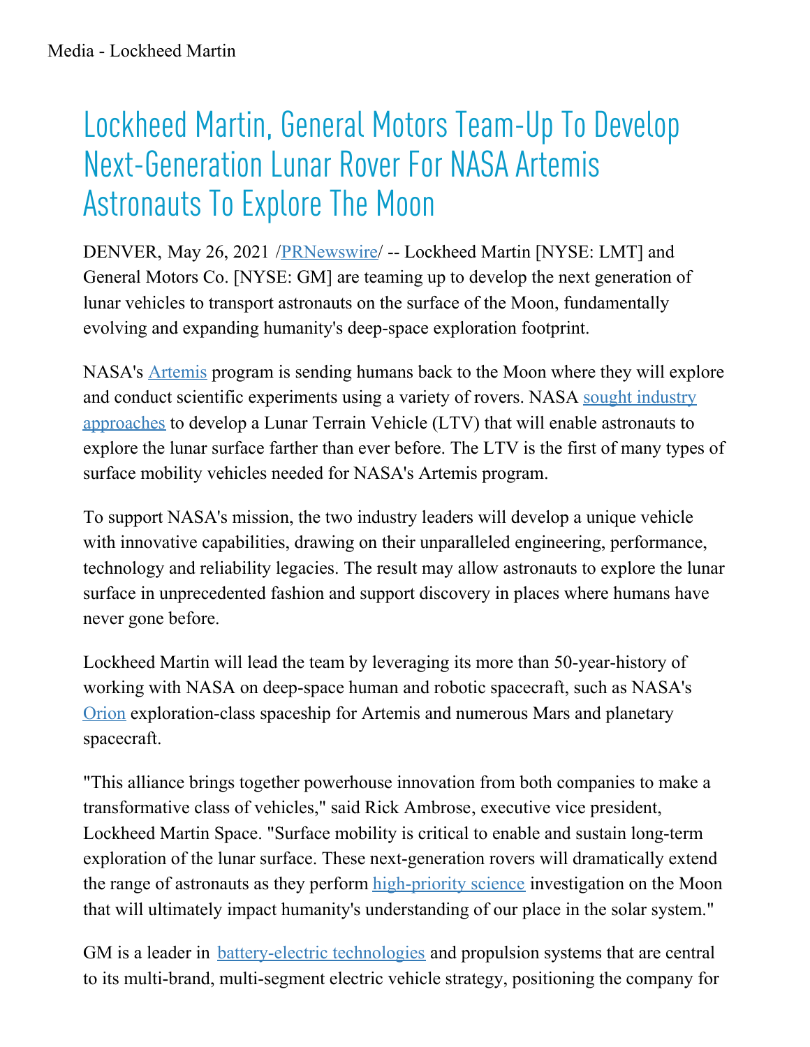# Lockheed Martin, General Motors Team-Up To Develop Next-Generation Lunar Rover For NASA Artemis Astronauts To Explore The Moon

DENVER, May 26, 2021 /PRNewswire/ -- Lockheed Martin [NYSE: LMT] and General Motors Co. [NYSE: GM] are teaming up to develop the next generation of lunar vehicles to transport astronauts on the surface of the Moon, fundamentally evolving and expanding humanity's deep-space exploration footprint.

NASA's Artemis program is sending humans back to the Moon where they will explore and conduct scientific experiments using a variety of rovers. NASA sought industry approaches to develop a Lunar Terrain Vehicle (LTV) that will enable astronauts to explore the lunar surface farther than ever before. The LTV is the first of many types of surface mobility vehicles needed for NASA's Artemis program.

To support NASA's mission, the two industry leaders will develop a unique vehicle with innovative capabilities, drawing on their unparalleled engineering, performance, technology and reliability legacies. The result may allow astronauts to explore the lunar surface in unprecedented fashion and support discovery in places where humans have never gone before.

Lockheed Martin will lead the team by leveraging its more than 50-year-history of working with NASA on deep-space human and robotic spacecraft, such as NASA's Orion exploration-class spaceship for Artemis and numerous Mars and planetary spacecraft.

"This alliance brings together powerhouse innovation from both companies to make a transformative class of vehicles," said Rick Ambrose, executive vice president, Lockheed Martin Space. "Surface mobility is critical to enable and sustain long-term exploration of the lunar surface. These next-generation rovers will dramatically extend the range of astronauts as they perform high-priority science investigation on the Moon that will ultimately impact humanity's understanding of our place in the solar system."

GM is a leader in battery-electric technologies and propulsion systems that are central to its multi-brand, multi-segment electric vehicle strategy, positioning the company for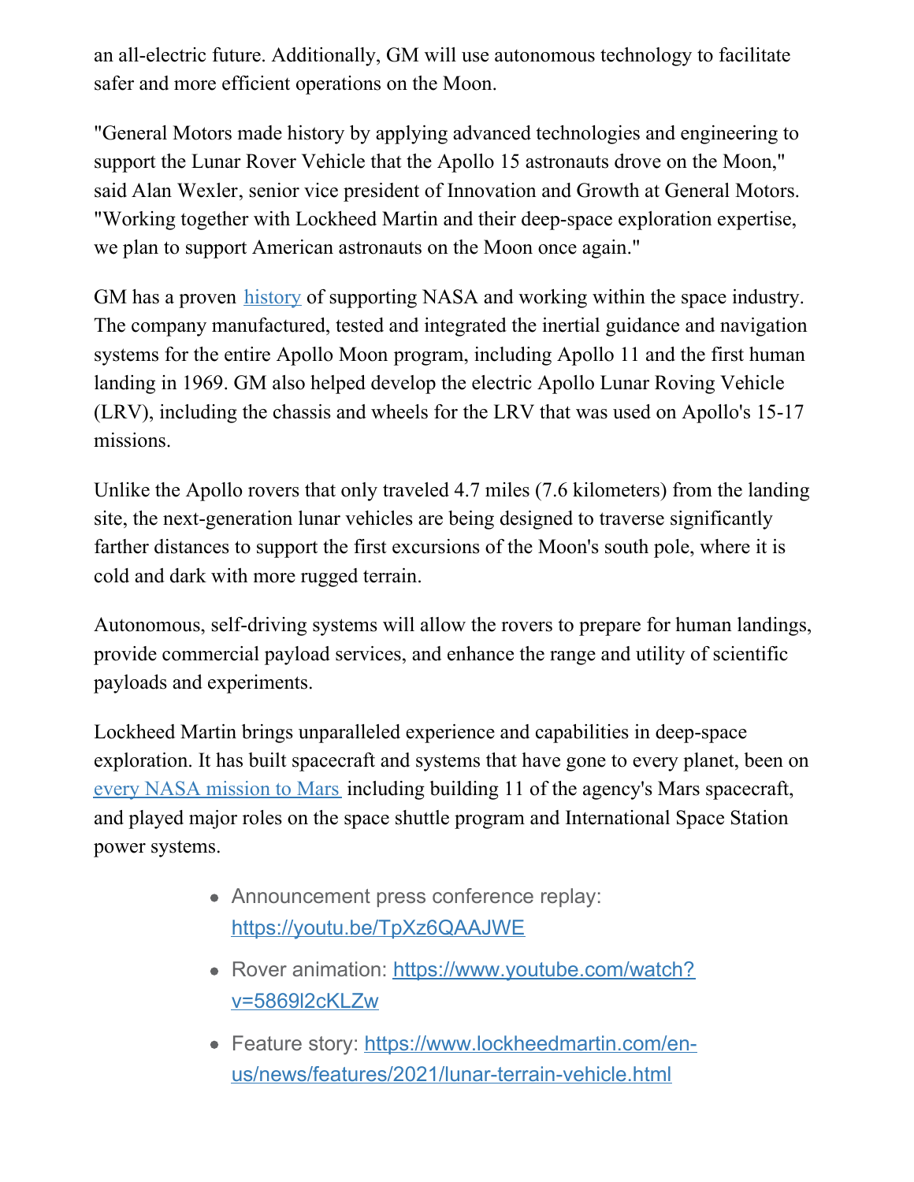an all-electric future. Additionally, GM will use autonomous technology to facilitate safer and more efficient operations on the Moon.

"General Motors made history by applying advanced technologies and engineering to support the Lunar Rover Vehicle that the Apollo 15 astronauts drove on the Moon," said Alan Wexler, senior vice president of Innovation and Growth at General Motors. "Working together with Lockheed Martin and their deep-space exploration expertise, we plan to support American astronauts on the Moon once again."

GM has a proven history of supporting NASA and working within the space industry. The company manufactured, tested and integrated the inertial guidance and navigation systems for the entire Apollo Moon program, including Apollo 11 and the first human landing in 1969. GM also helped develop the electric Apollo Lunar Roving Vehicle (LRV), including the chassis and wheels for the LRV that was used on Apollo's 15-17 missions.

Unlike the Apollo rovers that only traveled 4.7 miles (7.6 kilometers) from the landing site, the next-generation lunar vehicles are being designed to traverse significantly farther distances to support the first excursions of the Moon's south pole, where it is cold and dark with more rugged terrain.

Autonomous, self-driving systems will allow the rovers to prepare for human landings, provide commercial payload services, and enhance the range and utility of scientific payloads and experiments.

Lockheed Martin brings unparalleled experience and capabilities in deep-space exploration. It has built spacecraft and systems that have gone to every planet, been on every NASA mission to Mars including building 11 of the agency's Mars spacecraft, and played major roles on the space shuttle program and International Space Station power systems.

- Announcement press conference replay: https://youtu.be/TpXz6QAAJWE
- Rover animation: https://www.youtube.com/watch?v=5869l2cKLZw
- Feature story: https://www.lockheedmartin.com/en-us/news/features/2021/lunar-terrain-vehicle.html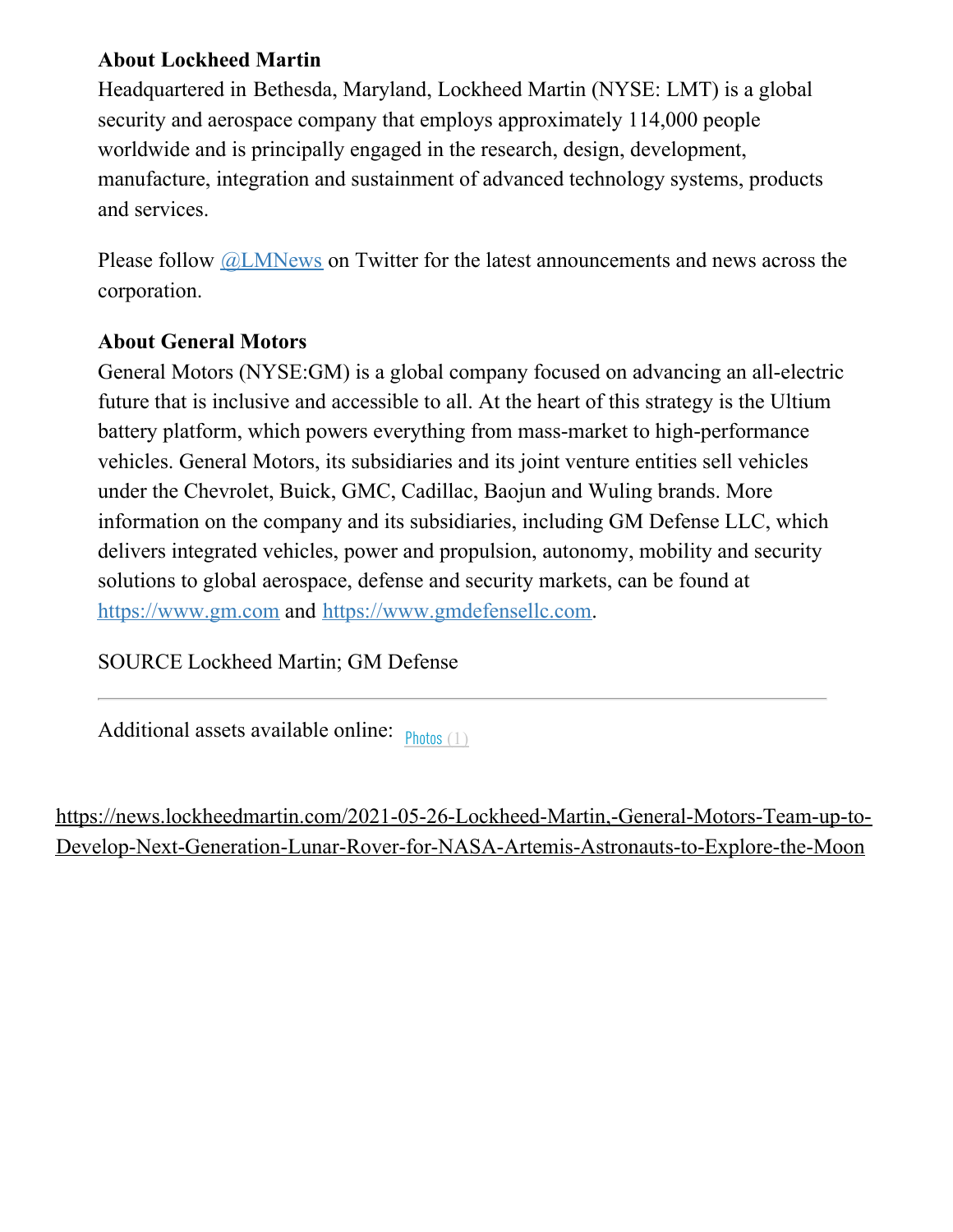**About Lockheed Martin**

Headquartered in Bethesda, Maryland, Lockheed Martin (NYSE: LMT) is a global security and aerospace company that employs approximately 114,000 people worldwide and is principally engaged in the research, design, development, manufacture, integration and sustainment of advanced technology systems, products and services.

Please follow [@LMNews](https://twitter.com/LMNews) on Twitter for the latest announcements and news across the corporation.

**About General Motors**

General Motors (NYSE:GM) is a global company focused on advancing an all-electric future that is inclusive and accessible to all. At the heart of this strategy is the Ultium battery platform, which powers everything from mass-market to high-performance vehicles. General Motors, its subsidiaries and its joint venture entities sell vehicles under the Chevrolet, Buick, GMC, Cadillac, Baojun and Wuling brands. More information on the company and its subsidiaries, including GM Defense LLC, which delivers integrated vehicles, power and propulsion, autonomy, mobility and security solutions to global aerospace, defense and security markets, can be found at [https://www.gm.com](https://www.gm.com) and [https://www.gmdefensellc.com](https://www.gmdefensellc.com).

SOURCE Lockheed Martin; GM Defense

---

Additional assets available online: Photos (1)

https://news.lockheedmartin.com/2021-05-26-Lockheed-Martin,-General-Motors-Team-up-to-Develop-Next-Generation-Lunar-Rover-for-NASA-Artemis-Astronauts-to-Explore-the-Moon